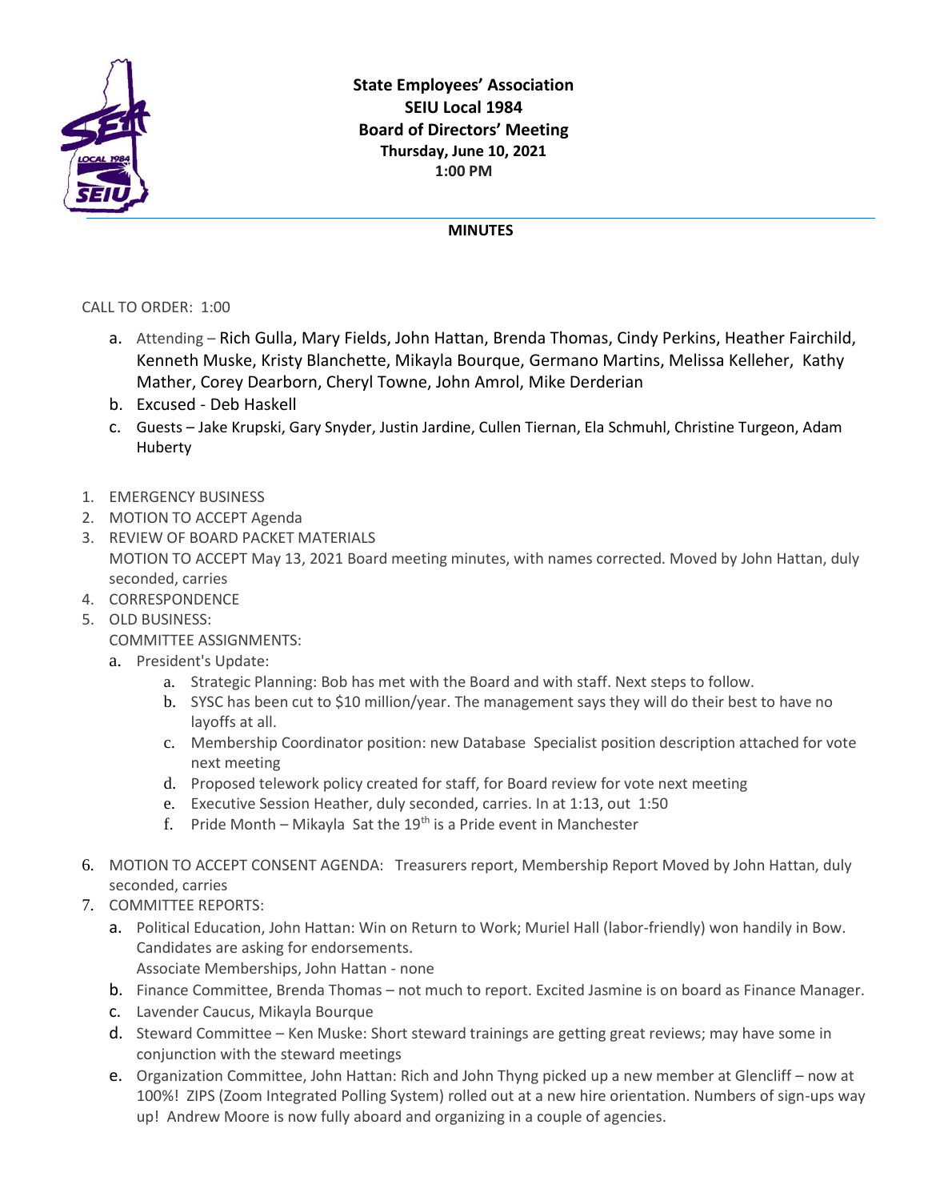**State Employees' Association**
**SEIU Local 1984**
**Board of Directors' Meeting**
**Thursday, June 10, 2021**
**1:00 PM**

**MINUTES**

CALL TO ORDER: 1:00

a. Attending – Rich Gulla, Mary Fields, John Hattan, Brenda Thomas, Cindy Perkins, Heather Fairchild, Kenneth Muske, Kristy Blanchette, Mikayla Bourque, Germano Martins, Melissa Kelleher, Kathy Mather, Corey Dearborn, Cheryl Towne, John Amrol, Mike Derderian
b. Excused - Deb Haskell
c. Guests – Jake Krupski, Gary Snyder, Justin Jardine, Cullen Tiernan, Ela Schmuhl, Christine Turgeon, Adam Huberty

1. EMERGENCY BUSINESS
2. MOTION TO ACCEPT Agenda
3. REVIEW OF BOARD PACKET MATERIALS
   MOTION TO ACCEPT May 13, 2021 Board meeting minutes, with names corrected. Moved by John Hattan, duly seconded, carries
4. CORRESPONDENCE
5. OLD BUSINESS:
   COMMITTEE ASSIGNMENTS:
   a. President's Update:
      a. Strategic Planning: Bob has met with the Board and with staff. Next steps to follow.
      b. SYSC has been cut to $10 million/year. The management says they will do their best to have no layoffs at all.
      c. Membership Coordinator position: new Database Specialist position description attached for vote next meeting
      d. Proposed telework policy created for staff, for Board review for vote next meeting
      e. Executive Session Heather, duly seconded, carries. In at 1:13, out 1:50
      f. Pride Month – Mikayla Sat the 19th is a Pride event in Manchester
6. MOTION TO ACCEPT CONSENT AGENDA: Treasurers report, Membership Report Moved by John Hattan, duly seconded, carries
7. COMMITTEE REPORTS:
   a. Political Education, John Hattan: Win on Return to Work; Muriel Hall (labor-friendly) won handily in Bow. Candidates are asking for endorsements.
      Associate Memberships, John Hattan - none
   b. Finance Committee, Brenda Thomas – not much to report. Excited Jasmine is on board as Finance Manager.
   c. Lavender Caucus, Mikayla Bourque
   d. Steward Committee – Ken Muske: Short steward trainings are getting great reviews; may have some in conjunction with the steward meetings
   e. Organization Committee, John Hattan: Rich and John Thyng picked up a new member at Glencliff – now at 100%! ZIPS (Zoom Integrated Polling System) rolled out at a new hire orientation. Numbers of sign-ups way up! Andrew Moore is now fully aboard and organizing in a couple of agencies.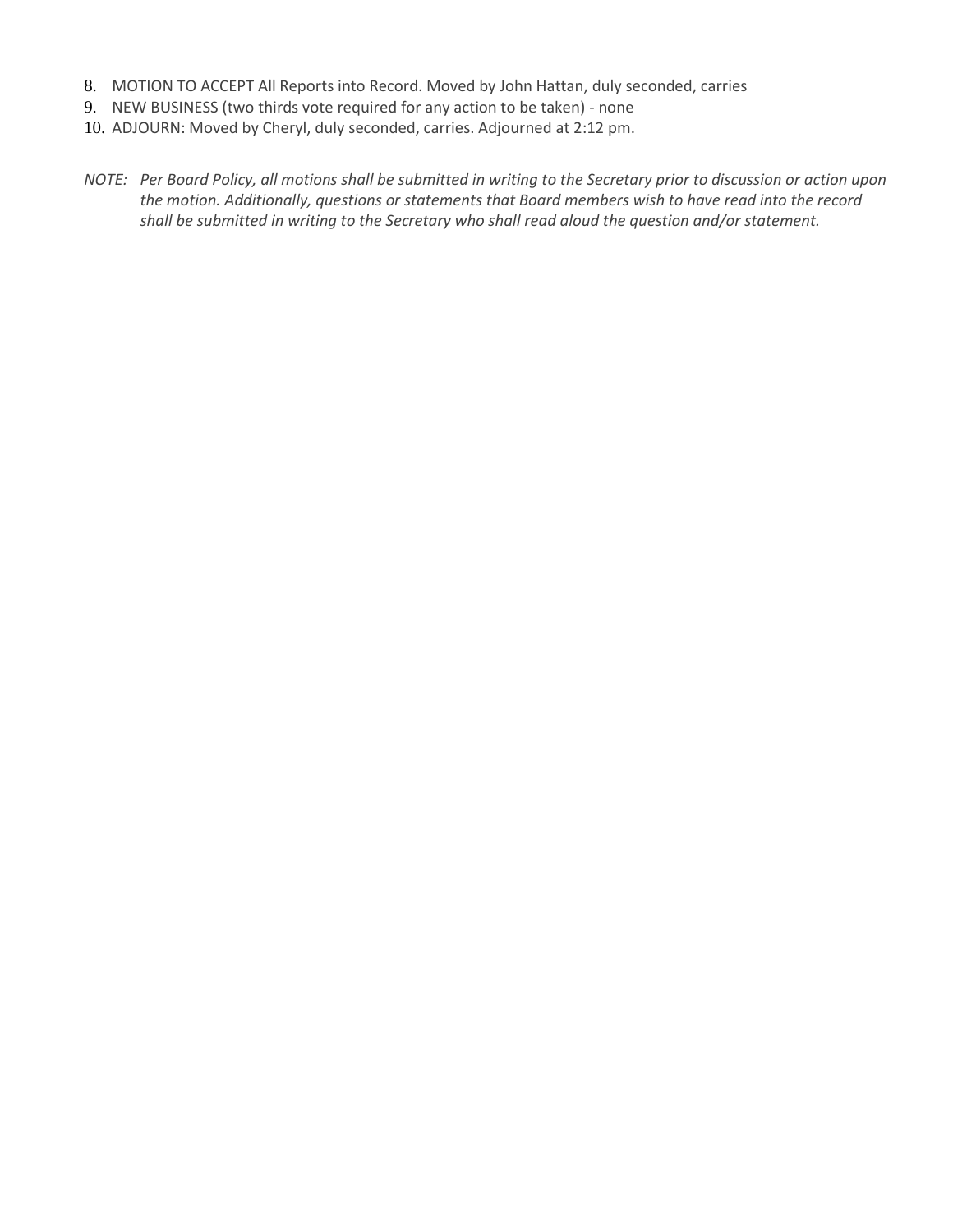8. MOTION TO ACCEPT All Reports into Record. Moved by John Hattan, duly seconded, carries
9. NEW BUSINESS (two thirds vote required for any action to be taken) - none
10. ADJOURN: Moved by Cheryl, duly seconded, carries. Adjourned at 2:12 pm.

*NOTE: Per Board Policy, all motions shall be submitted in writing to the Secretary prior to discussion or action upon the motion. Additionally, questions or statements that Board members wish to have read into the record shall be submitted in writing to the Secretary who shall read aloud the question and/or statement.*